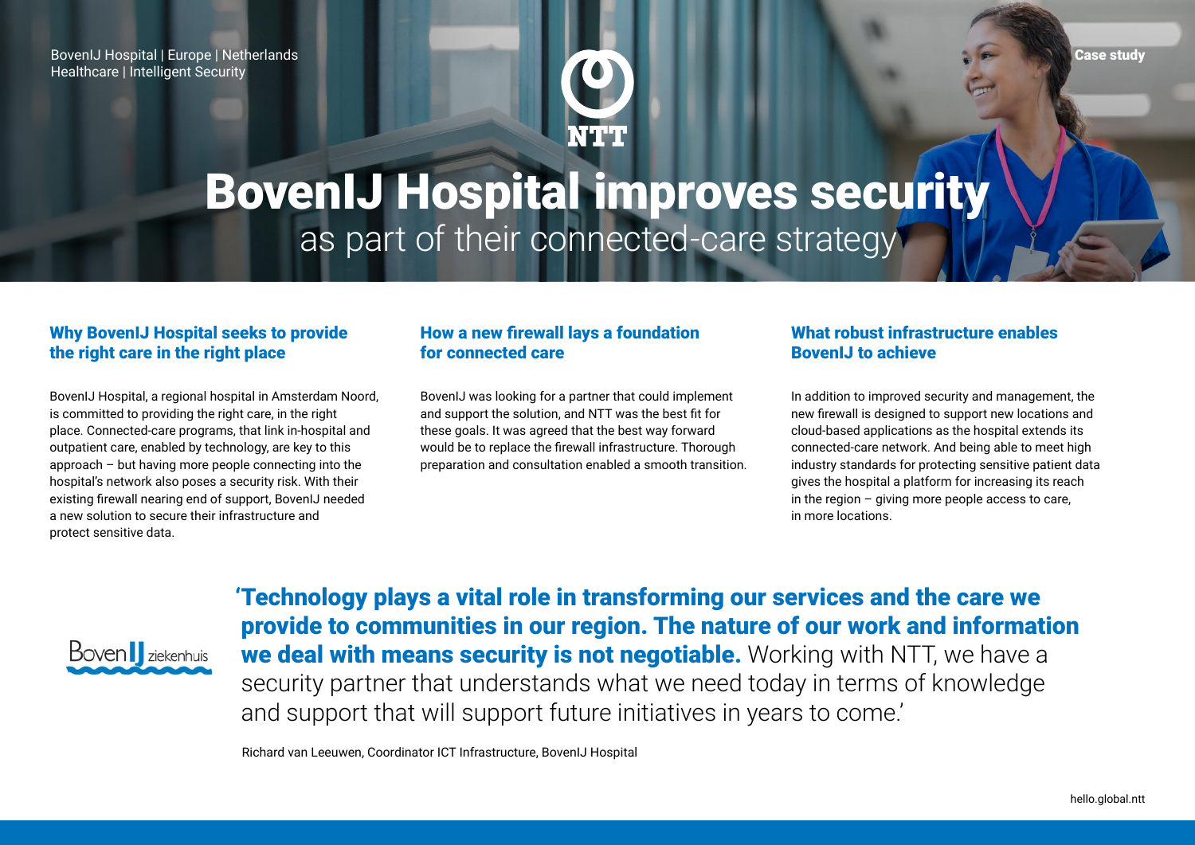BovenIJ Hospital | Europe | Netherlands
Healthcare | Intelligent Security

Case study

# BovenIJ Hospital improves security
as part of their connected-care strategy

## Why BovenIJ Hospital seeks to provide the right care in the right place

BovenIJ Hospital, a regional hospital in Amsterdam Noord, is committed to providing the right care, in the right place. Connected-care programs, that link in-hospital and outpatient care, enabled by technology, are key to this approach – but having more people connecting into the hospital's network also poses a security risk. With their existing firewall nearing end of support, BovenIJ needed a new solution to secure their infrastructure and protect sensitive data.

## How a new firewall lays a foundation for connected care

BovenIJ was looking for a partner that could implement and support the solution, and NTT was the best fit for these goals. It was agreed that the best way forward would be to replace the firewall infrastructure. Thorough preparation and consultation enabled a smooth transition.

## What robust infrastructure enables BovenIJ to achieve

In addition to improved security and management, the new firewall is designed to support new locations and cloud-based applications as the hospital extends its connected-care network. And being able to meet high industry standards for protecting sensitive patient data gives the hospital a platform for increasing its reach in the region – giving more people access to care, in more locations.

**'Technology plays a vital role in transforming our services and the care we provide to communities in our region. The nature of our work and information we deal with means security is not negotiable.** Working with NTT, we have a security partner that understands what we need today in terms of knowledge and support that will support future initiatives in years to come.'

Richard van Leeuwen, Coordinator ICT Infrastructure, BovenIJ Hospital

hello.global.ntt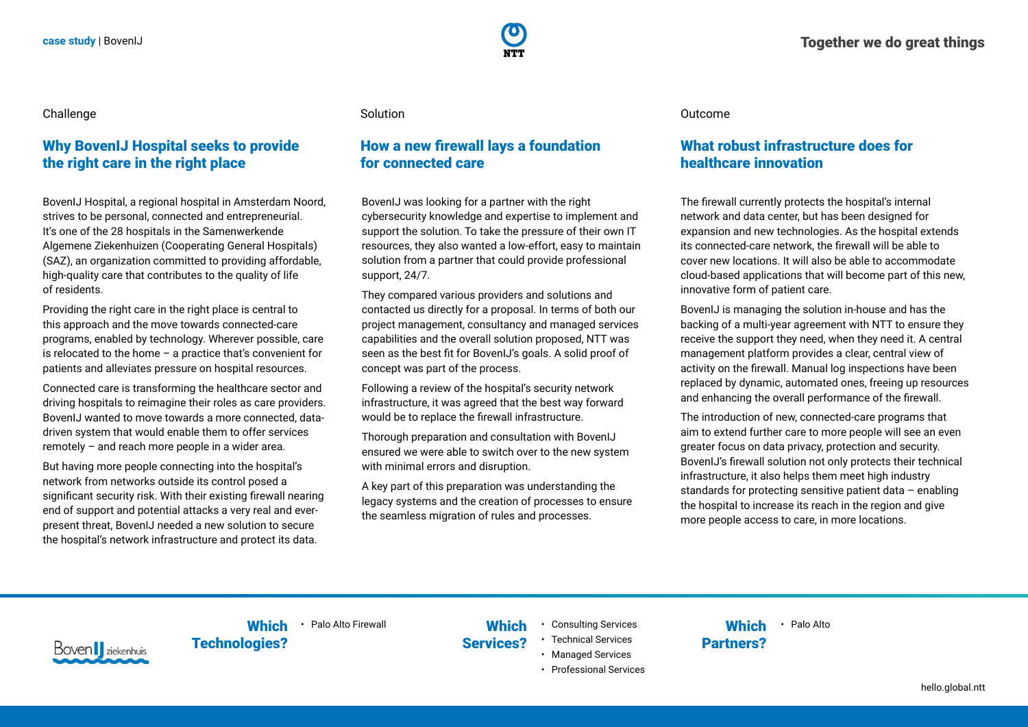Challenge

## Why BovenIJ Hospital seeks to provide the right care in the right place

BovenIJ Hospital, a regional hospital in Amsterdam Noord, strives to be personal, connected and entrepreneurial. It's one of the 28 hospitals in the Samenwerkende Algemene Ziekenhuizen (Cooperating General Hospitals) (SAZ), an organization committed to providing affordable, high-quality care that contributes to the quality of life of residents.

Providing the right care in the right place is central to this approach and the move towards connected-care programs, enabled by technology. Wherever possible, care is relocated to the home – a practice that's convenient for patients and alleviates pressure on hospital resources.

Connected care is transforming the healthcare sector and driving hospitals to reimagine their roles as care providers. BovenIJ wanted to move towards a more connected, data-driven system that would enable them to offer services remotely – and reach more people in a wider area.

But having more people connecting into the hospital's network from networks outside its control posed a significant security risk. With their existing firewall nearing end of support and potential attacks a very real and ever-present threat, BovenIJ needed a new solution to secure the hospital's network infrastructure and protect its data.

Solution

## How a new firewall lays a foundation for connected care

BovenIJ was looking for a partner with the right cybersecurity knowledge and expertise to implement and support the solution. To take the pressure of their own IT resources, they also wanted a low-effort, easy to maintain solution from a partner that could provide professional support, 24/7.

They compared various providers and solutions and contacted us directly for a proposal. In terms of both our project management, consultancy and managed services capabilities and the overall solution proposed, NTT was seen as the best fit for BovenIJ's goals. A solid proof of concept was part of the process.

Following a review of the hospital's security network infrastructure, it was agreed that the best way forward would be to replace the firewall infrastructure.

Thorough preparation and consultation with BovenIJ ensured we were able to switch over to the new system with minimal errors and disruption.

A key part of this preparation was understanding the legacy systems and the creation of processes to ensure the seamless migration of rules and processes.

Outcome

## What robust infrastructure does for healthcare innovation

The firewall currently protects the hospital's internal network and data center, but has been designed for expansion and new technologies. As the hospital extends its connected-care network, the firewall will be able to cover new locations. It will also be able to accommodate cloud-based applications that will become part of this new, innovative form of patient care.

BovenIJ is managing the solution in-house and has the backing of a multi-year agreement with NTT to ensure they receive the support they need, when they need it. A central management platform provides a clear, central view of activity on the firewall. Manual log inspections have been replaced by dynamic, automated ones, freeing up resources and enhancing the overall performance of the firewall.

The introduction of new, connected-care programs that aim to extend further care to more people will see an even greater focus on data privacy, protection and security. BovenIJ's firewall solution not only protects their technical infrastructure, it also helps them meet high industry standards for protecting sensitive patient data – enabling the hospital to increase its reach in the region and give more people access to care, in more locations.

BovenIJ ziekenhuis

### Which Technologies?

- Palo Alto Firewall

### Which Services?

- Consulting Services
- Technical Services
- Managed Services
- Professional Services

### Which Partners?

- Palo Alto

hello.global.ntt